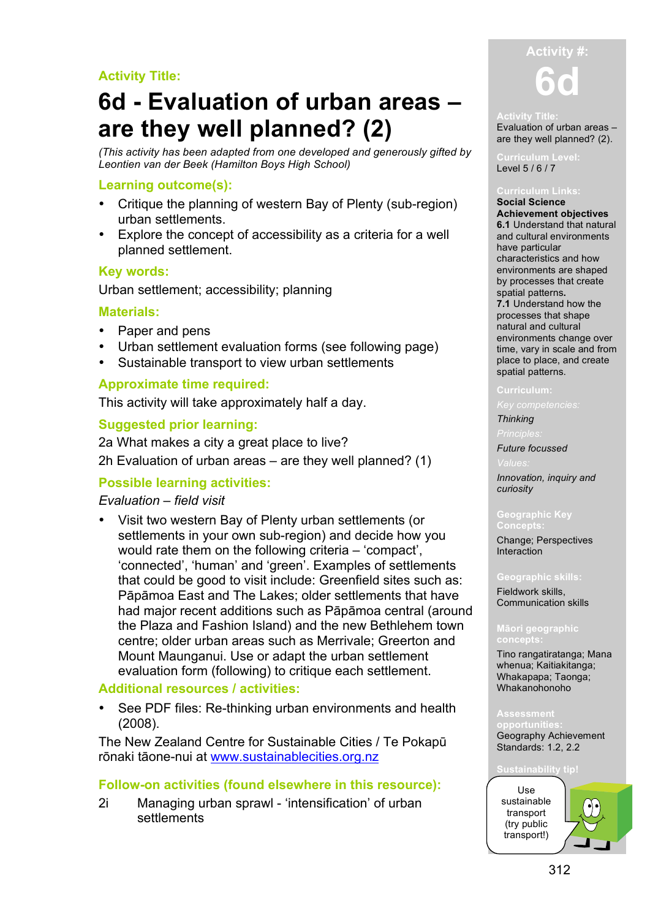**Activity Title:**

# 6d - Evaluation of urban areas – are they well planned? (2)

*(This activity has been adapted from one developed and generously gifted by Leontien van der Beek (Hamilton Boys High School)*

## Learning outcome(s):

- Critique the planning of western Bay of Plenty (sub-region) urban settlements.
- Explore the concept of accessibility as a criteria for a well planned settlement.

## Key words:

Urban settlement; accessibility; planning

## Materials:

- Paper and pens
- Urban settlement evaluation forms (see following page)
- Sustainable transport to view urban settlements

## Approximate time required:

This activity will take approximately half a day.

## Suggested prior learning:

2a What makes a city a great place to live?

2h Evaluation of urban areas – are they well planned? (1)

## Possible learning activities:

*Evaluation – field visit*

- Visit two western Bay of Plenty urban settlements (or settlements in your own sub-region) and decide how you would rate them on the following criteria – 'compact', 'connected', 'human' and 'green'. Examples of settlements that could be good to visit include: Greenfield sites such as: Pāpāmoa East and The Lakes; older settlements that have had major recent additions such as Pāpāmoa central (around the Plaza and Fashion Island) and the new Bethlehem town centre; older urban areas such as Merrivale; Greerton and Mount Maunganui. Use or adapt the urban settlement evaluation form (following) to critique each settlement.

## Additional resources / activities:

- See PDF files: Re-thinking urban environments and health (2008).

The New Zealand Centre for Sustainable Cities / Te Pokapū rōnaki tāone-nui at www.sustainablecities.org.nz

## Follow-on activities (found elsewhere in this resource):

2i Managing urban sprawl - 'intensification' of urban settlements

---

**Activity #:** 6d

**Activity Title:**
Evaluation of urban areas – are they well planned? (2).

**Curriculum Level:**
Level 5 / 6 / 7

**Curriculum Links:**
**Social Science Achievement objectives**
**6.1** Understand that natural and cultural environments have particular characteristics and how environments are shaped by processes that create spatial patterns.
**7.1** Understand how the processes that shape natural and cultural environments change over time, vary in scale and from place to place, and create spatial patterns.

**Curriculum:**
*Key competencies:*
*Thinking*
*Principles:*
*Future focussed*
*Values:*
*Innovation, inquiry and curiosity*

**Geographic Key Concepts:**
Change; Perspectives Interaction

**Geographic skills:**
Fieldwork skills, Communication skills

**Māori geographic concepts:**
Tino rangatiratanga; Mana whenua; Kaitiakitanga; Whakapapa; Taonga; Whakanohonoho

**Assessment opportunities:**
Geography Achievement Standards: 1.2, 2.2

**Sustainability tip!**
Use sustainable transport (try public transport!)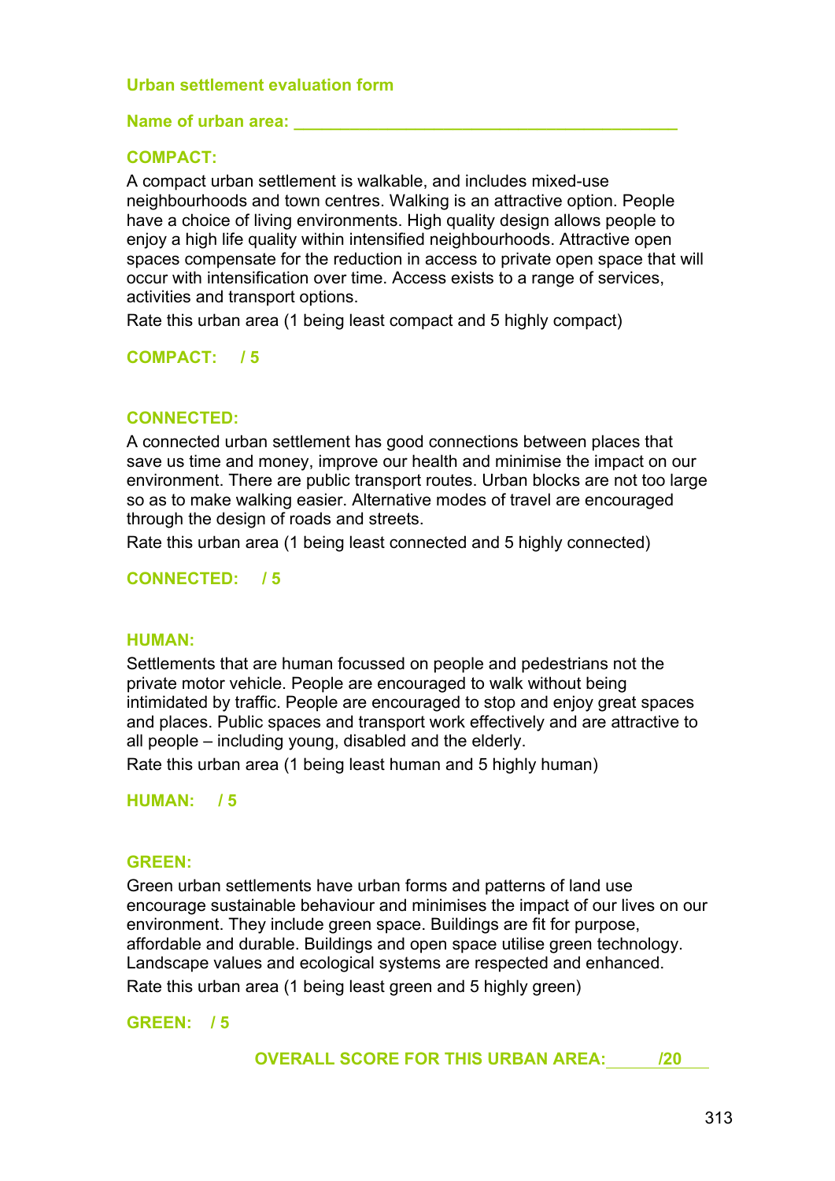## Urban settlement evaluation form

**Name of urban area: ________________________________________**

### COMPACT:

A compact urban settlement is walkable, and includes mixed-use neighbourhoods and town centres. Walking is an attractive option. People have a choice of living environments. High quality design allows people to enjoy a high life quality within intensified neighbourhoods. Attractive open spaces compensate for the reduction in access to private open space that will occur with intensification over time. Access exists to a range of services, activities and transport options.

Rate this urban area (1 being least compact and 5 highly compact)

**COMPACT: / 5**

### CONNECTED:

A connected urban settlement has good connections between places that save us time and money, improve our health and minimise the impact on our environment. There are public transport routes. Urban blocks are not too large so as to make walking easier. Alternative modes of travel are encouraged through the design of roads and streets.

Rate this urban area (1 being least connected and 5 highly connected)

**CONNECTED: / 5**

### HUMAN:

Settlements that are human focussed on people and pedestrians not the private motor vehicle. People are encouraged to walk without being intimidated by traffic. People are encouraged to stop and enjoy great spaces and places. Public spaces and transport work effectively and are attractive to all people – including young, disabled and the elderly.

Rate this urban area (1 being least human and 5 highly human)

**HUMAN: / 5**

### GREEN:

Green urban settlements have urban forms and patterns of land use encourage sustainable behaviour and minimises the impact of our lives on our environment. They include green space. Buildings are fit for purpose, affordable and durable. Buildings and open space utilise green technology. Landscape values and ecological systems are respected and enhanced.

Rate this urban area (1 being least green and 5 highly green)

**GREEN: / 5**

**OVERALL SCORE FOR THIS URBAN AREA: ______/20____**